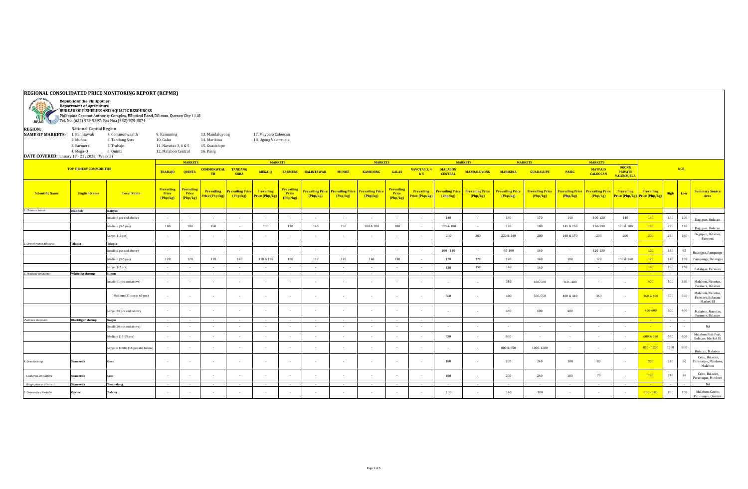# REGIONAL CONSOLIDATED PRICE MONITORING REPORT (RCPMR)

**Republic of the Philippines**
**Department of Agriculture**
**BUREAU OF FISHERIES AND AQUATIC RESOURCES**
Philippine Coconut Authority Complex, Elliptical Road, Diliman, Quezon City 1118
Tel. No. (632) 929-9597; Fax No.: (632) 929-8074

**REGION:** National Capital Region

**NAME OF MARKETS:**

| | | | | |
|---|---|---|---|---|
| 1. Balintawak | 5. Commonwealth | 9. Kamuning | 13. Mandaluyong | 17. Maypajo Caloocan |
| 2. Muñoz | 6. Tandang Sora | 10. Galas | 14. Marikina | 18. Ugong Valenzuela |
| 3. Farmers | 7. Trabajo | 11. Navotas 3, 4 & 5 | 15. Guadalupe | |
| 4. Mega-Q | 8. Quinta | 12. Malabon Central | 16. Pasig | |

**DATE COVERED:** January 17 - 21, 2022 (Week 3)

| TOP FISHERY COMMODITIES | | | TRABAJO | QUINTA | COMMONWEALTH | TANDANG SORA | MEGA-Q | FARMERS | BALINTAWAK | MUNOZ | KAMUNING | GALAS | NAVOTAS 3, 4 & 5 | MALABON CENTRAL | MANDALUYONG | MARIKINA | GUADALUPE | PASIG | MAYPAJO CALOOCAN | UGONG PRIVATE VALENZUELA | NCR | | | |
|---|---|---|---|---|---|---|---|---|---|---|---|---|---|---|---|---|---|---|---|---|---|---|---|---|
| Scientific Name | English Name | Local Name | Prevailing Price (Php/kg) | Prevailing Price (Php/kg) | Prevailing Price (Php/kg) | Prevailing Price (Php/kg) | Prevailing Price (Php/kg) | Prevailing Price (Php/kg) | Prevailing Price (Php/kg) | Prevailing Price (Php/kg) | Prevailing Price (Php/kg) | Prevailing Price (Php/kg) | Prevailing Price (Php/kg) | Prevailing Price (Php/kg) | Prevailing Price (Php/kg) | Prevailing Price (Php/kg) | Prevailing Price (Php/kg) | Prevailing Price (Php/kg) | Prevailing Price (Php/kg) | Prevailing Price (Php/kg) | Prevailing Price (Php/kg) | High | Low | Summary Source Area |
| 1. Chanos chanos | Milkfish | Bangus | | | | | | | | | | | | | | | | | | | | | | |
| | | Small (6 pcs and above) | - | - | - | - | - | - | - | - | - | - | - | 140 | - | 180 | 170 | 140 | 100-120 | 140 | 140 | 180 | 100 | Dagupan, Bulacan |
| | | Medium (3-5 pcs) | 180 | 180 | 150 | - | 130 | 130 | 140 | 150 | 180 & 200 | 180 | - | 170 & 180 | - | 220 | 180 | 145 & 150 | 150-190 | 170 & 180 | 180 | 220 | 130 | Dagupan, Bulacan |
| | | Large (1-2 pcs) | - | - | - | - | - | - | - | - | - | - | - | 200 | 200 | 220 & 240 | 200 | 160 & 170 | 200 | 200 | 200 | 240 | 160 | Dagupan, Bulacan, Farmers |
| 2. Oreochromis niloticus | Tilapia | Tilapia | | | | | | | | | | | | | | | | | | | | | | |
| | | Small (6 pcs and above) | - | - | - | - | - | - | - | - | - | - | - | 100 - 110 | - | 95-100 | 140 | - | 120-130 | - | 100 | 140 | 95 | Batangas, Pampanga |
| | | Medium (3-5 pcs) | 120 | 120 | 110 | 140 | 110 & 120 | 100 | 110 | 120 | 140 | 130 | - | 120 | 120 | 120 | 140 | 100 | 120 | 130 & 140 | 120 | 140 | 100 | Pampanga, Batangas |
| | | Large (1-2 pcs) | - | - | - | - | - | - | - | - | - | - | - | 130 | 150 | 140 | 140 | - | - | - | 140 | 150 | 130 | Batangas, Farmers |
| 3. Penaeus vannamei | Whiteleg shrimp | Hipon | - | - | - | - | - | - | - | - | - | - | - | | | | | | | | - | - | - | |
| | | Small (61 pcs and above) | - | - | - | - | - | - | - | - | - | - | - | - | - | 380 | 400-500 | 360 - 400 | - | - | 400 | 500 | 360 | Malabon, Navotas, Farmers, Bulacan |
| | | Medium (31 pcs to 60 pcs) | - | - | - | - | - | - | - | - | - | - | - | 360 | - | 400 | 500-550 | 400 & 440 | 360 | - | 360 & 400 | 550 | 360 | Malabon, Navotas, Farmers, Bulacan, Market III |
| | | Large (30 pcs and below) | - | - | - | - | - | - | - | - | - | - | - | - | - | 460 | 600 | 480 | - | - | 460-600 | 600 | 460 | Malabon, Navotas, Farmers, Bulacan |
| Penaeus monodon | Blacktiger shrimp | Sugpo | - | - | - | - | - | - | - | - | - | - | - | | | | | | | | - | - | - | |
| | | Small (26 pcs and above) | - | - | - | - | - | - | - | - | - | - | - | - | - | - | - | - | - | - | - | - | - | NA |
| | | Medium (16-25 pcs) | - | - | - | - | - | - | - | - | - | - | - | 650 | - | 600 | - | - | - | - | 600 & 650 | 650 | 600 | Malabon Fish Port, Bulacan, Market III |
| | | Large to Jumbo (15 pcs and below) | - | - | - | - | - | - | - | - | - | - | - | - | - | 800 & 850 | 1000-1200 | - | - | - | 800 - 1200 | 1200 | 800 | Bulacan, Malabon |
| 4. Gracilaria sp. | Seaweeds | Guso | - | - | - | - | - | - | - | - | - | - | - | 180 | - | 200 | 240 | 200 | 80 | - | 200 | 240 | 80 | Cebu, Bulacan, Paranaque, Mindoro, Malabon |
| Caulerpa lentillifera | Seaweeds | Lato | - | - | - | - | - | - | - | - | - | - | - | 180 | - | 200 | 240 | 180 | 70 | - | 180 | 240 | 70 | Cebu, Bulacan, Paranaque, Mindoro |
| Kappaphycus alvarezii | Seaweeds | Tambalang | - | - | - | - | - | - | - | - | - | - | - | - | - | - | - | - | - | - | - | - | - | NA |
| 5. Crassostrea iredalie | Oyster | Talaba | - | - | - | - | - | - | - | - | - | - | - | 100 | - | 140 | 180 | - | - | - | 100 - 180 | 180 | 100 | Malabon, Cavite, Paranaque, Quezon |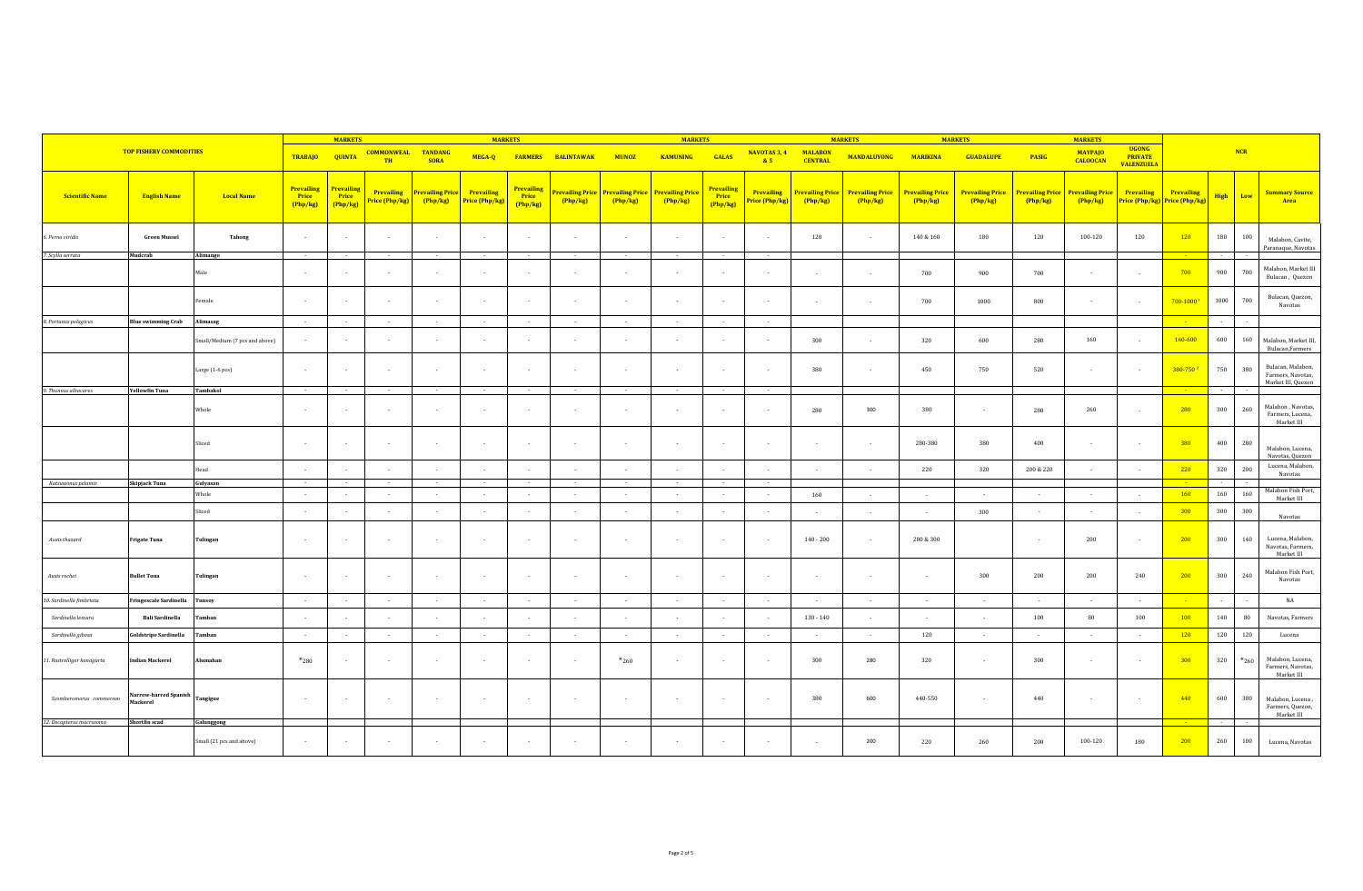| TOP FISHERY COMMODITIES | | | TRABAJO | QUINTA | COMMONWEALTH | TANDANG SORA | MEGA-Q | FARMERS | BALINTAWAK | MUNOZ | KAMUNING | GALAS | NAVOTAS 3, 4 & 5 | MALABON CENTRAL | MANDALUYONG | MARIKINA | GUADALUPE | PASIG | MAYPAJO CALOOCAN | UGONG PRIVATE VALENZUELA | NCR | | | |
|---|---|---|---|---|---|---|---|---|---|---|---|---|---|---|---|---|---|---|---|---|---|---|---|---|
| **Scientific Name** | **English Name** | **Local Name** | **Prevailing Price (Php/kg)** | **Prevailing Price (Php/kg)** | **Prevailing Price (Php/kg)** | **Prevailing Price (Php/kg)** | **Prevailing Price (Php/kg)** | **Prevailing Price (Php/kg)** | **Prevailing Price (Php/kg)** | **Prevailing Price (Php/kg)** | **Prevailing Price (Php/kg)** | **Prevailing Price (Php/kg)** | **Prevailing Price (Php/kg)** | **Prevailing Price (Php/kg)** | **Prevailing Price (Php/kg)** | **Prevailing Price (Php/kg)** | **Prevailing Price (Php/kg)** | **Prevailing Price (Php/kg)** | **Prevailing Price (Php/kg)** | **Prevailing Price (Php/kg)** | **Prevailing Price (Php/kg)** | **High** | **Low** | **Summary Source Area** |
| 6. *Perna viridis* | **Green Mussel** | **Tahong** | - | - | - | - | - | - | - | - | - | - | - | 120 | - | 140 & 160 | 180 | 120 | 100-120 | 120 | 120 | 180 | 100 | Malabon, Cavite, Paranaque, Navotas |
| 7. *Scylla serrata* | **Mudcrab** | **Alimango** | - | - | - | - | - | - | - | - | - | - | - | | | | | | | | - | - | - | |
| | | Male | - | - | - | - | - | - | - | - | - | - | - | - | - | 700 | 900 | 700 | - | - | 700 | 900 | 700 | Malabon, Market III Bulacan , Quezon |
| | | Female | - | - | - | - | - | - | - | - | - | - | - | - | - | 700 | 1000 | 800 | - | - | 700-1000 [1] | 1000 | 700 | Bulacan, Quezon, Navotas |
| 8. *Portunus pelagicus* | **Blue swimming Crab** | **Alimasag** | - | - | - | - | - | - | - | - | - | - | - | | | | | | | | - | - | - | |
| | | Small/Medium (7 pcs and above) | - | - | - | - | - | - | - | - | - | - | - | 300 | - | 320 | 600 | 280 | 160 | - | 160-600 | 600 | 160 | Malabon, Market III, Bulacan,Farmers |
| | | Large (1-6 pcs) | - | - | - | - | - | - | - | - | - | - | - | 380 | - | 450 | 750 | 520 | - | - | 380-750 [2] | 750 | 380 | Bulacan, Malabon, Farmers, Navotas, Market III, Quezon |
| 9. *Thunnus albacares* | **Yellowfin Tuna** | **Tambakol** | - | - | - | - | - | - | - | - | - | - | - | | | | | | | | - | - | - | |
| | | Whole | - | - | - | - | - | - | - | - | - | - | - | 280 | 300 | 380 | - | 280 | 260 | - | 280 | 300 | 260 | Malabon , Navotas, Farmers, Lucena, Market III |
| | | Sliced | - | - | - | - | - | - | - | - | - | - | - | - | - | 280-380 | 380 | 400 | - | - | 380 | 400 | 280 | Malabon, Lucena, Navotas, Quezon |
| | | Head | - | - | - | - | - | - | - | - | - | - | - | - | - | 220 | 320 | 200 & 220 | - | - | 220 | 320 | 200 | Lucena, Malabon, Navotas |
| *Katsuwonus pelamis* | **Skipjack Tuna** | **Gulyasan** | - | - | - | - | - | - | - | - | - | - | - | | | | | | | | - | - | - | |
| | | Whole | - | - | - | - | - | - | - | - | - | - | - | 160 | - | - | - | - | - | - | 160 | 160 | 160 | Malabon Fish Port, Market III |
| | | Sliced | - | - | - | - | - | - | - | - | - | - | - | - | - | - | 300 | - | - | - | 300 | 300 | 300 | Navotas |
| *Auxis thazard* | **Frigate Tuna** | **Tulingan** | - | - | - | - | - | - | - | - | - | - | - | 140 - 200 | - | 280 & 300 | | - | 200 | - | 200 | 300 | 140 | Lucena, Malabon, Navotas, Farmers, Market III |
| *Auxis rochei* | **Bullet Tuna** | **Tulingan** | - | - | - | - | - | - | - | - | - | - | - | - | - | - | 300 | 200 | 200 | 240 | 200 | 300 | 240 | Malabon Fish Port, Navotas |
| 10. *Sardinella fimbriata* | **Fringescale Sardinella** | **Tunsoy** | - | - | - | - | - | - | - | - | - | - | - | - | - | - | - | - | - | - | - | - | - | NA |
| *Sardinella lemuru* | **Bali Sardinella** | **Tamban** | - | - | - | - | - | - | - | - | - | - | - | 130 - 140 | - | - | - | 100 | 80 | 100 | 100 | 140 | 80 | Navotas, Farmers |
| *Sardinella gibosa* | **Goldstripe Sardinella** | **Tamban** | - | - | - | - | - | - | - | - | - | - | - | - | - | 120 | - | - | - | - | 120 | 120 | 120 | Lucena |
| 11. *Rastrelliger kanagurta* | **Indian Mackerel** | **Alumahan** | *280 | - | - | - | - | - | - | *260 | - | - | - | 300 | 280 | 320 | - | 300 | - | - | 300 | 320 | *260 | Malabon, Lucena, Farmers, Navotas, Market III |
| *Scomberomorus commerson* | **Narrow-barred Spanish Mackerel** | **Tangigue** | - | - | - | - | - | - | - | - | - | - | - | 380 | 600 | 440-550 | - | 440 | - | - | 440 | 600 | 380 | Malabon, Lucena , Farmers, Quezon, Market III |
| 12. *Decapterus macrosoma* | **Shortfin scad** | **Galunggong** | | | | | | | | | | | | | | | | | | | - | - | - | |
| | | Small (21 pcs and above) | - | - | - | - | - | - | - | - | - | - | - | - | 200 | 220 | 260 | 200 | 100-120 | 180 | 200 | 260 | 100 | Lucena, Navotas |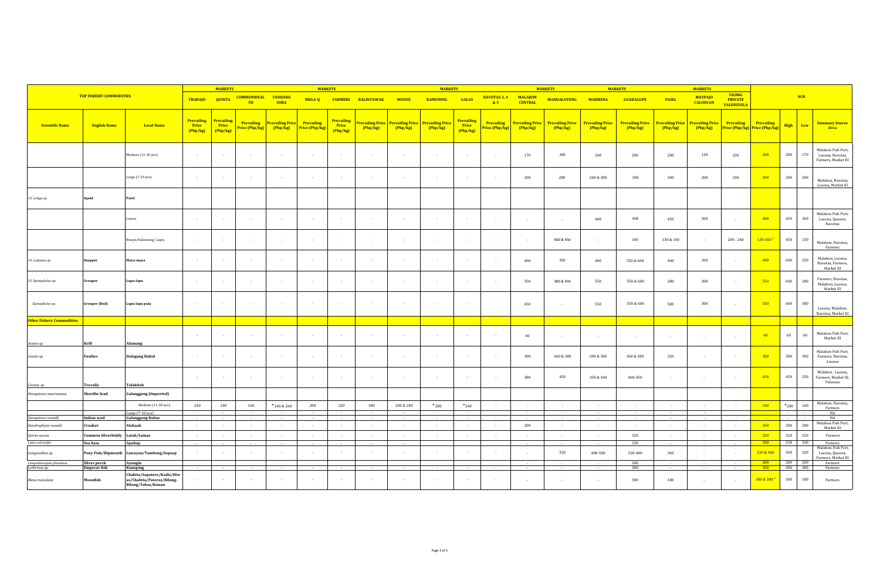| TOP FISHERY COMMODITIES | | | MARKETS | | | | | | | | | | | | | | | | | | | NCR | | | |
|---|---|---|---|---|---|---|---|---|---|---|---|---|---|---|---|---|---|---|---|---|---|---|---|---|---|
| | | | TRABAJO | QUINTA | COMMONWEALTH | TANDANG SORA | MEGA-Q | FARMERS | BALINTAWAK | MUNOZ | KAMUNING | GALAS | NAVOTAS 3, 4 & 5 | MALABON CENTRAL | MANDALUYONG | MARIKINA | GUADALUPE | PASIG | MAYPAJO CALOOCAN | UGONG PRIVATE VALENZUELA | | | | |
| Scientific Name | English Name | Local Name | Prevailing Price (Php/kg) | Prevailing Price (Php/kg) | Prevailing Price (Php/kg) | Prevailing Price (Php/kg) | Prevailing Price (Php/kg) | Prevailing Price (Php/kg) | Prevailing Price (Php/kg) | Prevailing Price (Php/kg) | Prevailing Price (Php/kg) | Prevailing Price (Php/kg) | Prevailing Price (Php/kg) | Prevailing Price (Php/kg) | Prevailing Price (Php/kg) | Prevailing Price (Php/kg) | Prevailing Price (Php/kg) | Prevailing Price (Php/kg) | Prevailing Price (Php/kg) | Prevailing Price (Php/kg) | Prevailing Price (Php/kg) | High | Low | Summary Source Area |
| | | Medium (11-20 pcs) | - | - | - | - | - | - | - | - | - | - | - | 170 | 200 | 260 | 280 | 200 | 120 | 220 | 200 | 280 | 170 | Malabon Fish Port, Lucena, Navotas, Farmers, Market III |
| | | Large (7-10 pcs) | - | - | - | - | - | - | - | - | - | - | - | 200 | 280 | 260 & 280 | 300 | 200 | 200 | 240 | 200 | 300 | 200 | Malabon, Navotas, Lucena, Market III |
| 13. Loligo sp. | Squid | Pusit | | | | | | | | | | | | | | | | | | | | | | |
| | | Lumot | - | - | - | - | - | - | - | - | - | - | - | - | - | 400 | 400 | 450 | 360 | - | 400 | 450 | 360 | Malabon Fish Port, Lucena, Quezon, Navotas |
| | | Bisaya/Kalawang/ Lapis | - | - | - | - | - | - | - | - | - | - | - | - | 400 & 450 | - | 180 | 130 & 140 | - | 200 - 240 | 130-450 [3] | 450 | 130 | Malabon, Navotas, Farmers |
| 14. Lutjanus sp. | Snapper | Maya-maya | - | - | - | - | - | - | - | - | - | - | - | 400 | 350 | 400 | 550 & 600 | 400 | 360 | - | 400 | 600 | 350 | Malabon, Lucena, Navotas, Farmers, Market III |
| 15. Epinephelus sp. | Grouper | Lapu-lapu | - | - | - | - | - | - | - | - | - | - | - | 350 | 380 & 450 | 550 | 550 & 600 | 280 | 300 | - | 550 | 600 | 280 | Farmers, Navotas, Malabon, Lucena, Market III |
| Epinephelus sp. | Grouper (Red) | Lapu-lapu pula | - | - | - | - | - | - | - | - | - | - | - | 450 | - | 550 | 550 & 600 | 500 | 300 | - | 550 | 600 | 300 | Lucena, Malabon, Navotas, Market III |
| Other Fishery Commodities | | | | | | | | | | | | | | | | | | | | | | | | |
| Acetes sp. | Krill | Alamang | - | - | - | - | - | - | - | - | - | - | - | 60 | - | - | - | - | - | - | 60 | 60 | 60 | Malabon Fish Port, Market III |
| Caesio sp. | Fusilier | Dalagang Bukid | - | - | - | - | - | - | - | - | - | - | - | 300 | 360 & 380 | 300 & 380 | 360 & 380 | 320 | - | - | 380 | 380 | 300 | Malabon Fish Port, Farmers, Navotas, Lucena |
| Caranx sp. | Trevally | Talakitok | - | - | - | - | - | - | - | - | - | - | - | 380 | 450 | 350 & 440 | 400-450 | - | - | - | 450 | 450 | 350 | Malabon , Lucena, Farmers, Market III, Palawan |
| Decapterus macrosoma | Shortfin Scad | Galunggong (Imported) | | | | | | | | | | | | | | | | | | | | | | |
| | | Medium (11-20 pcs) | 240 | 240 | 160 | *240 & 260 | 200 | 220 | 180 | 200 & 240 | *280 | *260 | - | - | - | - | - | - | - | - | 240 | *280 | 160 | Malabon, Navotas, Farmers |
| | | Large (7-10 pcs) | - | - | - | - | - | - | - | - | - | - | - | - | - | - | - | - | - | - | - | - | - | NA |
| Decapterus russelli | Indian scad | Galunggong Babae | - | - | - | - | - | - | - | - | - | - | - | - | - | - | - | - | - | - | - | - | - | NA |
| Dendrophysa russelli | Croaker | Alakaak | - | - | - | - | - | - | - | - | - | - | - | 200 | - | - | - | - | - | - | 200 | 200 | 200 | Malabon Fish Port, Market III |
| Gerres oyena | Common Silverbiddy | Latab/Lamas | - | - | - | - | - | - | - | - | - | - | - | - | - | - | 320 | - | - | - | 320 | 320 | 320 | Farmers |
| Lates calcarifer | Sea bass | Apahap | - | - | - | - | - | - | - | - | - | - | - | - | - | - | 330 | - | - | - | 330 | 330 | 330 | Farmers |
| Leiognathus sp. | Pony Fish/Slipmouth | Lawayan/Tambong/Sapsap | - | - | - | - | - | - | - | - | - | - | - | - | 320 | 400-500 | 320-400 | 360 | - | - | 320 & 400 | 500 | 320 | Malabon Fish Port, Lucena, Quezon, Farmers, Market III |
| Leiopotherapon plumbeus | Silver perch | Ayungin | | | | | | | | | | | | - | - | - | 280 | - | - | - | 280 | 280 | 280 | Farmers |
| Lethrinus sp. | Emperor fish | Kanuping | - | - | - | - | - | - | - | - | - | - | - | - | - | - | 300 | - | - | - | 300 | 300 | 300 | Farmers |
| Mene maculata | Moonfish | Chabita/Sapatero/Kadis/Hiwas/Chabita/Paterus/Bilong-Bilong/Tabas/Kunan | - | - | - | - | - | - | - | - | - | - | - | - | - | - | 300 | 180 | - | - | 180 & 300 [4] | 300 | 180 | Farmers |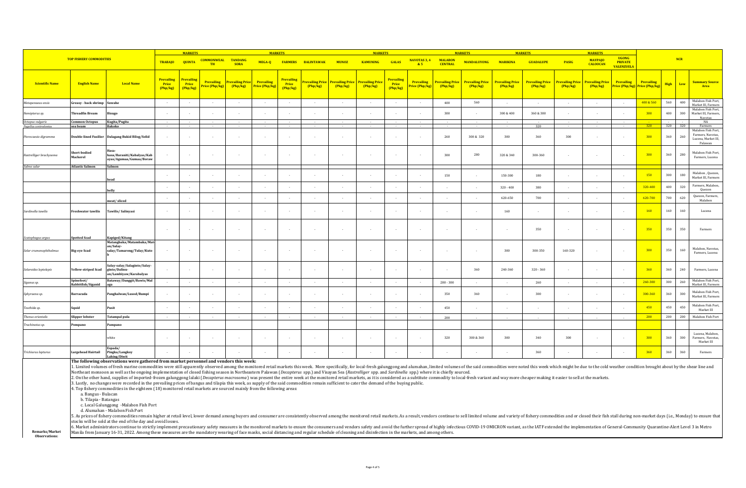| TOP FISHERY COMMODITIES | | | MARKETS TRABAJO | QUINTA | COMMONWEAL TH | TANDANG SORA | MARKETS MEGA-Q | FARMERS | BALINTAWAK | MUNOZ | MARKETS KAMUNING | GALAS | NAVOTAS 3, 4 & 5 | MARKETS MALABON CENTRAL | MANDALUYONG | MARKETS MARIKINA | GUADALUPE | PASIG | MARKETS MAYPAJO CALOOCAN | UGONG PRIVATE VALENZUELA | NCR | | | |
|---|---|---|---|---|---|---|---|---|---|---|---|---|---|---|---|---|---|---|---|---|---|---|---|---|
| Scientific Name | English Name | Local Name | Prevailing Price (Php/kg) | Prevailing Price (Php/kg) | Prevailing Price (Php/kg) | Prevailing Price (Php/kg) | Prevailing Price (Php/kg) | Prevailing Price (Php/kg) | Prevailing Price (Php/kg) | Prevailing Price (Php/kg) | Prevailing Price (Php/kg) | Prevailing Price (Php/kg) | Prevailing Price (Php/kg) | Prevailing Price (Php/kg) | Prevailing Price (Php/kg) | Prevailing Price (Php/kg) | Prevailing Price (Php/kg) | Prevailing Price (Php/kg) | Prevailing Price (Php/kg) | Prevailing Price (Php/kg) | Prevailing Price (Php/kg) | High | Low | Summary Source Area |
| *Metapenaeus ensis* | Greasy - back shrimp | Suwahe | - | - | - | - | - | - | - | - | - | - | - | 400 | 560 | - | - | - | - | - | 400 & 560 | 560 | 400 | Malabon Fish Port, Market III, Farmers |
| *Nemipterus sp.* | Threadfin Bream | Bisugo | - | - | - | - | - | - | - | - | - | - | - | 300 | - | 300 & 400 | 360 & 380 | - | - | - | 300 | 400 | 300 | Malabon Fish Port, Market III, Farmers, Navotas |
| *Octopus vulgaris* | Common Octopus | Kugita/Pugita | - | - | - | - | - | - | - | - | - | - | - | - | - | - | - | - | - | - | - | - | - | NA |
| *Pagellus centrodontus* | sea beam | Bakoko | - | - | - | - | - | - | - | - | - | - | - | - | - | - | 320 | - | - | - | 320 | 320 | 320 | Farmers |
| *Pterocaesio digramma* | Double-lined Fusilier | Dalagang Bukid Bilog/Solid | - | - | - | - | - | - | - | - | - | - | - | 260 | 300 & 320 | 300 | 360 | 300 | - | - | 300 | 360 | 260 | Malabon Fish Port, Farmers, Navotas, Lucena, Market III, Palawan |
| *Rastrelliger brachysoma* | Short-bodied Mackerel | Hasa-hasa/Baraniti/Kabalyas/Kabayas/Agumaa/Gumaa/Boraw | - | - | - | - | - | - | - | - | - | - | - | 300 | 280 | 320 & 340 | 300-360 | - | - | - | 300 | 360 | 280 | Malabon Fish Port, Farmers, Lucena |
| *Salmo salar* | Atlantic Salmon | Salmon | | | | | | | | | | | | | | | | | | | | | | |
| | | head | - | - | - | - | - | - | - | - | - | - | - | 150 | - | 150-300 | 180 | - | - | - | 150 | 300 | 180 | Malabon , Quezon, Market III, Farmers |
| | | belly | - | - | - | - | - | - | - | - | - | - | - | - | - | 320 - 400 | 380 | - | - | - | 320-400 | 400 | 320 | Farmers, Malabon, Quezon |
| | | meat/ sliced | - | - | - | - | - | - | - | - | - | - | - | - | - | 620-650 | 700 | - | - | - | 620-700 | 700 | 620 | Quezon, Farmers, Malabon |
| *Sardinella tawilis* | Freshwater tawilis | Tawilis/ Salinyasi | - | - | - | - | - | - | - | - | - | - | - | - | - | 160 | - | - | - | - | 160 | 160 | 160 | Lucena |
| *Scatophagus argus* | Spotted Scad | Kapiged/Kitang | - | - | - | - | - | - | - | - | - | - | - | - | - | - | 350 | - | - | - | 350 | 350 | 350 | Farmers |
| *Selar crumenophthalmus* | Big-eye Scad | Matangbaka/Matambaka/Mat-an/Salay-salay/Tamarong/Tulay/Kutob | - | - | - | - | - | - | - | - | - | - | - | - | - | 300 | 300-350 | 160-320 | - | - | 300 | 350 | 160 | Malabon, Navotas, Farmers, Lucena |
| *Selaroides leptolepis* | Yellow-striped Scad | Salay-salay/Salaginto/Salay-ginto/Dalinu-an/Lambiyaw/Karabalyas | - | - | - | - | - | - | - | - | - | - | - | - | 360 | 240-360 | 320 - 360 | - | - | - | 360 | 360 | 240 | Farmers, Lucena |
| *Siganus sp.* | Spinefoot/ Rabbitfish/Siganid | Bataway/Danggit/Bawis/Malaga | - | - | - | - | - | - | - | - | - | - | - | 280 - 300 | - | - | 260 | - | - | - | 260-300 | 300 | 260 | Malabon Fish Port, Market III, Farmers |
| *Sphyraena sp.* | Barracuda | Panghalwan/Lusod/Rumpi | - | - | - | - | - | - | - | - | - | - | - | 350 | 360 | - | 300 | - | - | - | 300-360 | 360 | 300 | Malabon Fish Port, Market III, Farmers |
| *Teuthida sp.* | Squid | Pusit | - | - | - | - | - | - | - | - | - | - | - | 450 | - | - | - | - | - | - | 450 | 450 | 450 | Malabon Fish Port, Market III |
| *Thenus orientalis* | Slipper lobster | Tatampal pula | - | - | - | - | - | - | - | - | - | - | - | 200 | - | - | - | - | - | - | 200 | 200 | 200 | Malabon Fish Port |
| *Trachinotus sp.* | Pompano | Pampano | | | | | | | | | | | | | | | | | | | | | | |
| | | white | - | - | - | - | - | - | - | - | - | - | - | 320 | 300 & 360 | 300 | 340 | 300 | - | - | 300 | 360 | 300 | Lucena, Malabon, Farmers, Navotas, Market III |
| *Trichiurus lepturus* | Largehead Hairtail | Espada/ Pingka/Langkoy Lahing/Diwit | - | - | - | - | - | - | - | - | - | - | - | - | - | - | 360 | - | - | - | 360 | 360 | 360 | Farmers |

**Remarks/Market Observations:**

**The following observations were gathered from market personnel and vendors this week:**

1. Limited volumes of fresh marine commodities were still apparently observed among the monitored retail markets this week. More specifically, for local-fresh galunggong and alumahan, limited volumes of the said commodities were noted this week which might be due to the cold weather condition brought about by the shear line and Northeast monsoon as well as the ongoing implementation of closed fishing season in Northeastern Palawan (*Decapterus* spp.) and Visayan Sea (*Rastrelliger* spp. and *Sardinella* spp.) where it is chiefly sourced.

2. On the other hand, supplies of imported-frozen galunggong lalaki (*Decapterus macrosoma*) was present the entire week at the monitored retail markets, as it is considered as a subtitute commodity to local-fresh variant and way more cheaper making it easier to sell at the markets.

3. Lastly, no changes were recorded in the prevailing prices of bangus and tilapia this week, as supply of the said commodities remain sufficient to cater the demand of the buying public.

4. Top fishery commodities in the eighteen (18) monitored retail markets are sourced mainly from the following areas:
   a. Bangus - Bulacan
   b. Tilapia - Batangas
   c. Local Galunggong - Malabon Fish Port
   d. Alumahan - Malabon Fish Port

5. As prices of fishery commodities remain higher at retail level, lower demand among buyers and consumer are consistently observed among the monitored retail markets. As a result, vendors continue to sell limited volume and variety of fishery commodities and or closed their fish stall during non-market days (i.e., Monday) to ensure that stocks will be sold at the end of the day and avoid losses.

6. Market administrators continue to strictly implement precautionary safety measures in the monitored markets to ensure the consumers and vendors safety and avoid the further spread of highly infectious COVID-19 OMICRON variant, as the IATF extended the implementation of General-Community Quarantine-Alert Level 3 in Metro Manila from January 16-31, 2022. Among these measures are the mandatory wearing of face masks, social distancing and regular schedule of cleaning and disinfection in the markets, and among others.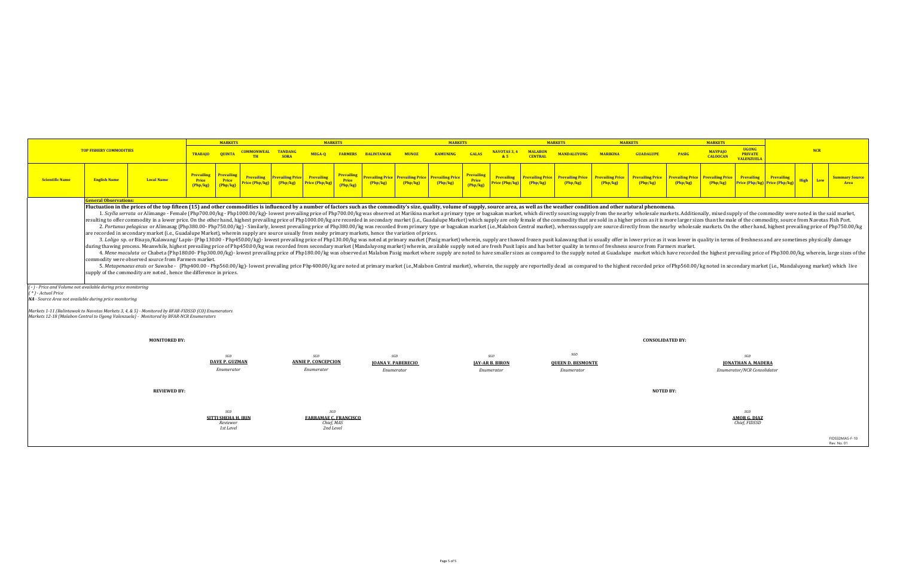| TOP FISHERY COMMODITIES | | | MARKETS | | | | | | MARKETS | | | MARKETS | | | | MARKETS | | MARKETS | | | MARKETS | | NCR | | | | |
|---|---|---|---|---|---|---|---|---|---|---|---|---|---|---|---|---|---|---|---|---|---|---|---|---|---|---|---|
| | | | TRABAJO | QUINTA | COMMONWEALTH | TANDANG SORA | MEGA-Q | FARMERS | BALINTAWAK | MUNOZ | KAMUNING | GALAS | NAVOTAS 3, 4 & 5 | MALABON CENTRAL | MANDALUYONG | MARIKINA | GUADALUPE | PASIG | MAYPAJO CALOOCAN | UGONG PRIVATE VALENZUELA | | | | | |
| Scientific Name | English Name | Local Name | Prevailing Price (Php/kg) | Prevailing Price (Php/kg) | Prevailing Price (Php/kg) | Prevailing Price (Php/kg) | Prevailing Price (Php/kg) | Prevailing Price (Php/kg) | Prevailing Price (Php/kg) | Prevailing Price (Php/kg) | Prevailing Price (Php/kg) | Prevailing Price (Php/kg) | Prevailing Price (Php/kg) | Prevailing Price (Php/kg) | Prevailing Price (Php/kg) | Prevailing Price (Php/kg) | Prevailing Price (Php/kg) | Prevailing Price (Php/kg) | Prevailing Price (Php/kg) | Prevailing Price (Php/kg) | Prevailing Price (Php/kg) | Prevailing Price (Php/kg) | High | Low | Summary Source Area |

**General Observations:**

**Fluctuation in the prices of the top fifteen (15) and other commodities is influenced by a number of factors such as the commodity's size, quality, volume of supply, source area, as well as the weather condition and other natural phenomena.**

1. *Scylla serrata* or Alimango - Female (Php700.00/kg - Php1000.00/kg)- lowest prevailing price of Php700.00/kg was observed at Marikina market a primary type or bagsakan market, which directly sourcing supply from the nearby wholesale markets. Additionally, mixed supply of the commodity were noted in the said market, resulting to offer commodity in a lower price. On the other hand, highest prevailing price of Php1000.00/kg are recorded in secondary market (i.e., Guadalupe Market) which supply are only female of the commodity that are sold in a higher prices as it is more larger sizes than the male of the commodity, source from Navotas Fish Port.

2. *Portunus pelagicus* or Alimasag (Php380.00- Php750.00/kg) - Similarly, lowest prevailing price of Php380.00/kg was recorded from primary type or bagsakan market (i.e.,Malabon Central market), whereas supply are source directly from the nearby wholesale markets. On the other hand, highest prevailing price of Php750.00/kg are recorded in secondary market (i.e., Guadalupe Market), wherein supply are source usually from neaby primary markets, hence the variation of prices.

3. *Loligo* sp. or Bisaya/Kalawang/ Lapis- (Php130.00 - Php450.00/kg)- lowest prevailing price of Php130.00/kg was noted at primary market (Pasig market) wherein, supply are thawed frozen pusit kalawang that is usually offer in lower price as it was lower in quality in terms of freshness and are sometimes physically damage during thawing process. Meanwhile, highest prevailing price of Php450.00/kg was recorded from secondary market (Mandaluyong market) wherein, available supply noted are fresh Pusit lapis and has better quality in terms of freshness source from Farmers market.

4. *Mene maculata* or Chabeta (Php180.00- Php300.00/kg)- lowest prevailing price of Php180.00/kg was observed at Malabon Pasig market where supply are noted to have smaller sizes as compared to the supply noted at Guadalupe market which have recorded the highest prevailing price of Php300.00/kg, wherein, large sizes of the commodity were observed source from Farmers market.

5. *Metapenaeus ensis* or Suwahe - (Php400.00 - Php560.00/kg)- lowest prevailing price Php400.00/kg are noted at primary market (i.e.,Malabon Central market), wherein, the supply are reportedly dead as compared to the highest recorded price of Php560.00/kg noted in secondary market (i.e., Mandaluyong market) which live supply of the commodity are noted , hence the difference in prices.

*( - ) - Price and Volume not available during price monitoring*
*( \* ) - Actual Price*
***NA** - Source Area not available during price monitoring*

*Markets 1-11 (Balintawak to Navotas Markets 3, 4, & 5) - Monitored by BFAR-FIDSSD (CO) Enumerators*
*Markets 12-18 (Malabon Central to Ugong Valenzuela) - Monitored by BFAR-NCR Enumerators*

**MONITORED BY:**

*SGD*
**DAVE P. GUZMAN**
*Enumerator*

*SGD*
**ANNIE P. CONCEPCION**
*Enumerator*

*SGD*
**JOANA V. PABERECIO**
*Enumerator*

*SGD*
**JAY-AR B. BIRON**
*Enumerator*

*SGD*
**QUEEN D. BESMONTE**
*Enumerator*

**CONSOLIDATED BY:**

*SGD*
**JONATHAN A. MADERA**
*Enumerator/NCR Consolidator*

**REVIEWED BY:**

*SGD*
**SITTI SHEHA H. IRIN**
*Reviewer*
*1st Level*

*SGD*
**FARRAMAE C. FRANCISCO**
*Chief, MAS*
*2nd Level*

**NOTED BY:**

*SGD*
**AMOR G. DIAZ**
*Chief, FIDSSD*

FIDSSDMAS-F-10
Rev. No. 01